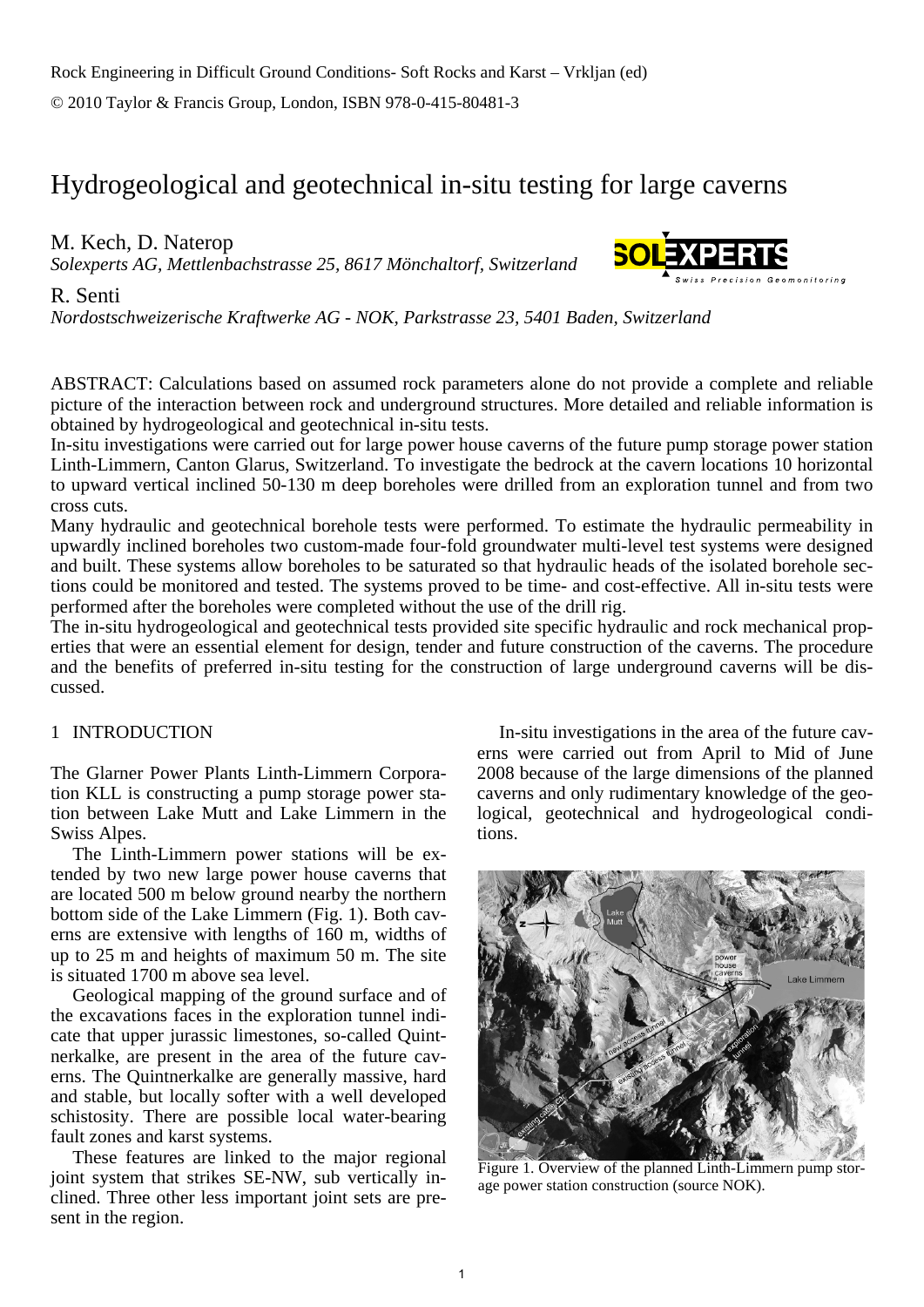Rock Engineering in Difficult Ground Conditions- Soft Rocks and Karst – Vrkljan (ed)

© 2010 Taylor & Francis Group, London, ISBN 978-0-415-80481-3

# Hydrogeological and geotechnical in-situ testing for large caverns

M. Kech, D. Naterop
*Solexperts AG, Mettlenbachstrasse 25, 8617 Mönchaltorf, Switzerland*

R. Senti
*Nordostschweizerische Kraftwerke AG - NOK, Parkstrasse 23, 5401 Baden, Switzerland*

ABSTRACT: Calculations based on assumed rock parameters alone do not provide a complete and reliable picture of the interaction between rock and underground structures. More detailed and reliable information is obtained by hydrogeological and geotechnical in-situ tests.

In-situ investigations were carried out for large power house caverns of the future pump storage power station Linth-Limmern, Canton Glarus, Switzerland. To investigate the bedrock at the cavern locations 10 horizontal to upward vertical inclined 50-130 m deep boreholes were drilled from an exploration tunnel and from two cross cuts.

Many hydraulic and geotechnical borehole tests were performed. To estimate the hydraulic permeability in upwardly inclined boreholes two custom-made four-fold groundwater multi-level test systems were designed and built. These systems allow boreholes to be saturated so that hydraulic heads of the isolated borehole sections could be monitored and tested. The systems proved to be time- and cost-effective. All in-situ tests were performed after the boreholes were completed without the use of the drill rig.

The in-situ hydrogeological and geotechnical tests provided site specific hydraulic and rock mechanical properties that were an essential element for design, tender and future construction of the caverns. The procedure and the benefits of preferred in-situ testing for the construction of large underground caverns will be discussed.

## 1 INTRODUCTION

The Glarner Power Plants Linth-Limmern Corporation KLL is constructing a pump storage power station between Lake Mutt and Lake Limmern in the Swiss Alpes.

The Linth-Limmern power stations will be extended by two new large power house caverns that are located 500 m below ground nearby the northern bottom side of the Lake Limmern (Fig. 1). Both caverns are extensive with lengths of 160 m, widths of up to 25 m and heights of maximum 50 m. The site is situated 1700 m above sea level.

Geological mapping of the ground surface and of the excavations faces in the exploration tunnel indicate that upper jurassic limestones, so-called Quintnerkalke, are present in the area of the future caverns. The Quintnerkalke are generally massive, hard and stable, but locally softer with a well developed schistosity. There are possible local water-bearing fault zones and karst systems.

These features are linked to the major regional joint system that strikes SE-NW, sub vertically inclined. Three other less important joint sets are present in the region.

In-situ investigations in the area of the future caverns were carried out from April to Mid of June 2008 because of the large dimensions of the planned caverns and only rudimentary knowledge of the geological, geotechnical and hydrogeological conditions.

Figure 1. Overview of the planned Linth-Limmern pump storage power station construction (source NOK).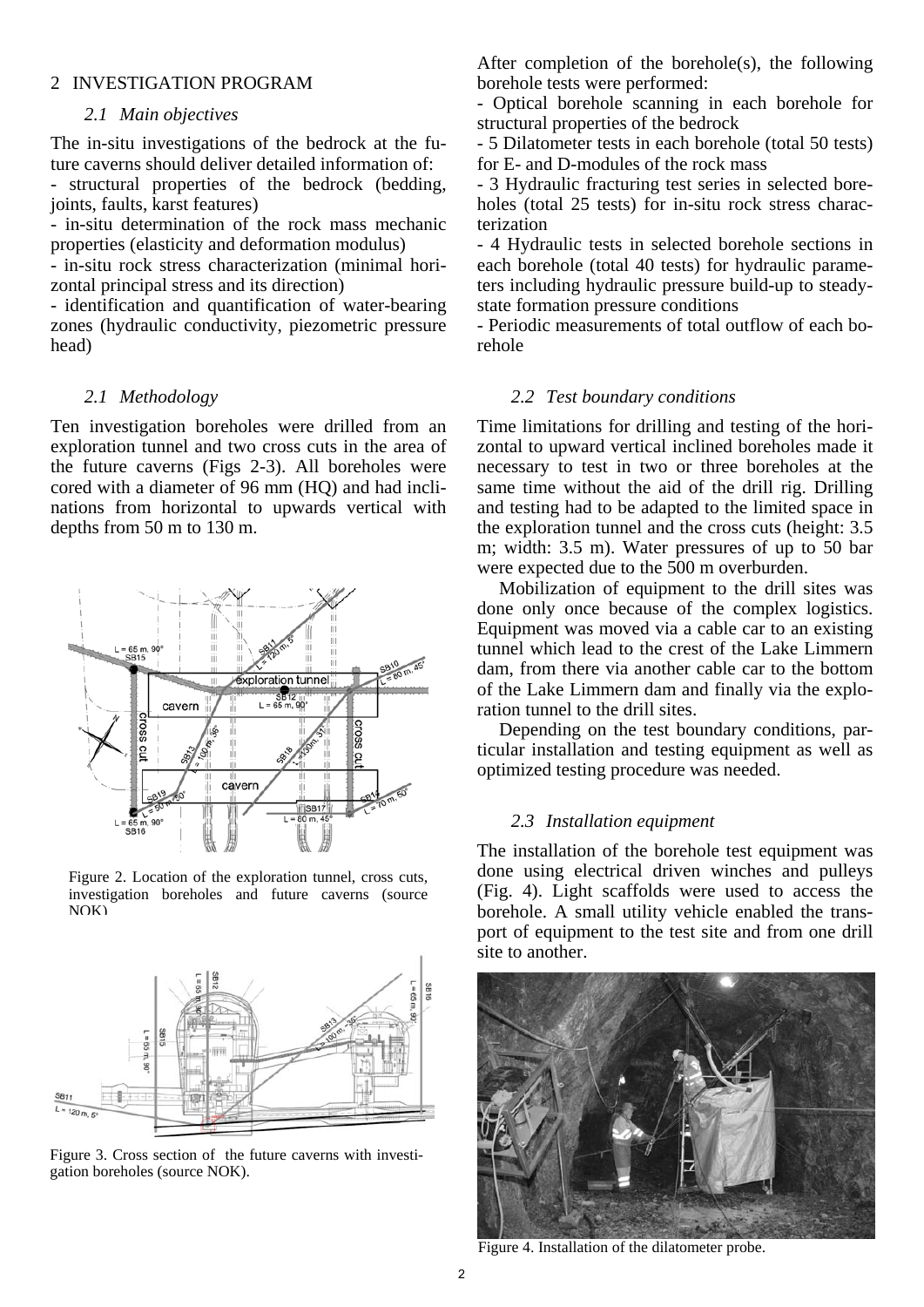## 2 INVESTIGATION PROGRAM

### 2.1 Main objectives

The in-situ investigations of the bedrock at the future caverns should deliver detailed information of:

- structural properties of the bedrock (bedding, joints, faults, karst features)
- in-situ determination of the rock mass mechanic properties (elasticity and deformation modulus)
- in-situ rock stress characterization (minimal horizontal principal stress and its direction)
- identification and quantification of water-bearing zones (hydraulic conductivity, piezometric pressure head)

### 2.1 Methodology

Ten investigation boreholes were drilled from an exploration tunnel and two cross cuts in the area of the future caverns (Figs 2-3). All boreholes were cored with a diameter of 96 mm (HQ) and had inclinations from horizontal to upwards vertical with depths from 50 m to 130 m.

Figure 2. Location of the exploration tunnel, cross cuts, investigation boreholes and future caverns (source NOK)

Figure 3. Cross section of the future caverns with investigation boreholes (source NOK).

After completion of the borehole(s), the following borehole tests were performed:

- Optical borehole scanning in each borehole for structural properties of the bedrock
- 5 Dilatometer tests in each borehole (total 50 tests) for E- and D-modules of the rock mass
- 3 Hydraulic fracturing test series in selected boreholes (total 25 tests) for in-situ rock stress characterization
- 4 Hydraulic tests in selected borehole sections in each borehole (total 40 tests) for hydraulic parameters including hydraulic pressure build-up to steady-state formation pressure conditions
- Periodic measurements of total outflow of each borehole

### 2.2 Test boundary conditions

Time limitations for drilling and testing of the horizontal to upward vertical inclined boreholes made it necessary to test in two or three boreholes at the same time without the aid of the drill rig. Drilling and testing had to be adapted to the limited space in the exploration tunnel and the cross cuts (height: 3.5 m; width: 3.5 m). Water pressures of up to 50 bar were expected due to the 500 m overburden.

Mobilization of equipment to the drill sites was done only once because of the complex logistics. Equipment was moved via a cable car to an existing tunnel which lead to the crest of the Lake Limmern dam, from there via another cable car to the bottom of the Lake Limmern dam and finally via the exploration tunnel to the drill sites.

Depending on the test boundary conditions, particular installation and testing equipment as well as optimized testing procedure was needed.

### 2.3 Installation equipment

The installation of the borehole test equipment was done using electrical driven winches and pulleys (Fig. 4). Light scaffolds were used to access the borehole. A small utility vehicle enabled the transport of equipment to the test site and from one drill site to another.

Figure 4. Installation of the dilatometer probe.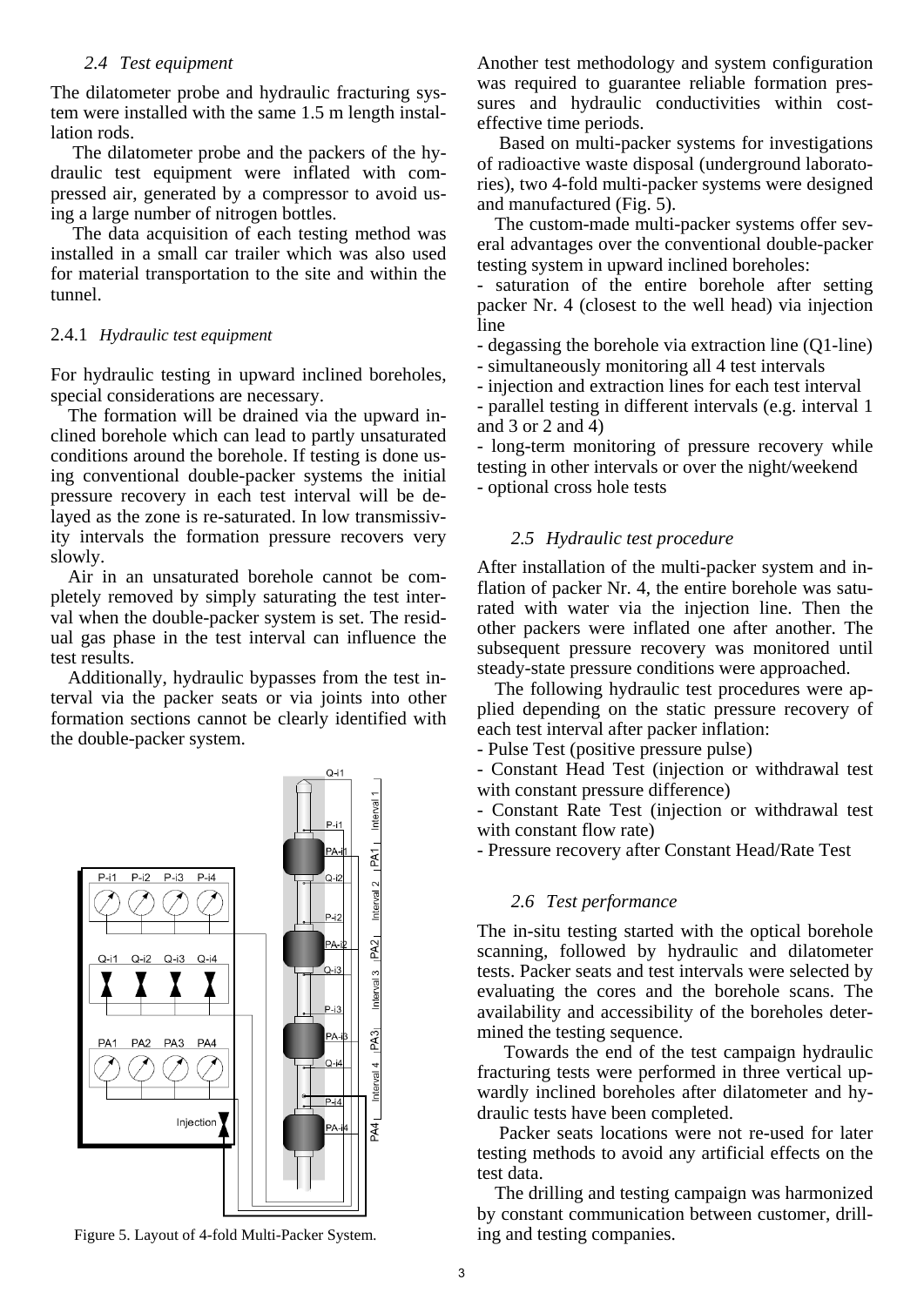### 2.4 Test equipment

The dilatometer probe and hydraulic fracturing system were installed with the same 1.5 m length installation rods.

The dilatometer probe and the packers of the hydraulic test equipment were inflated with compressed air, generated by a compressor to avoid using a large number of nitrogen bottles.

The data acquisition of each testing method was installed in a small car trailer which was also used for material transportation to the site and within the tunnel.

#### 2.4.1 Hydraulic test equipment

For hydraulic testing in upward inclined boreholes, special considerations are necessary.

The formation will be drained via the upward inclined borehole which can lead to partly unsaturated conditions around the borehole. If testing is done using conventional double-packer systems the initial pressure recovery in each test interval will be delayed as the zone is re-saturated. In low transmissivity intervals the formation pressure recovers very slowly.

Air in an unsaturated borehole cannot be completely removed by simply saturating the test interval when the double-packer system is set. The residual gas phase in the test interval can influence the test results.

Additionally, hydraulic bypasses from the test interval via the packer seats or via joints into other formation sections cannot be clearly identified with the double-packer system.

Q-i1
P-i1
PA-i1
Q-i2
P-i2
PA-i2
Q-i3
P-i3
PA-i3
Q-i4
P-i4
PA-i4
Interval 1
PA1
Interval 2
PA2
Interval 3
PA3
Interval 4
PA4
P-i1 P-i2 P-i3 P-i4
Q-i1 Q-i2 Q-i3 Q-i4
PA1 PA2 PA3 PA4
Injection

Figure 5. Layout of 4-fold Multi-Packer System.

Another test methodology and system configuration was required to guarantee reliable formation pressures and hydraulic conductivities within cost-effective time periods.

Based on multi-packer systems for investigations of radioactive waste disposal (underground laboratories), two 4-fold multi-packer systems were designed and manufactured (Fig. 5).

The custom-made multi-packer systems offer several advantages over the conventional double-packer testing system in upward inclined boreholes:

- saturation of the entire borehole after setting packer Nr. 4 (closest to the well head) via injection line
- degassing the borehole via extraction line (Q1-line)
- simultaneously monitoring all 4 test intervals
- injection and extraction lines for each test interval
- parallel testing in different intervals (e.g. interval 1 and 3 or 2 and 4)
- long-term monitoring of pressure recovery while testing in other intervals or over the night/weekend
- optional cross hole tests

### 2.5 Hydraulic test procedure

After installation of the multi-packer system and inflation of packer Nr. 4, the entire borehole was saturated with water via the injection line. Then the other packers were inflated one after another. The subsequent pressure recovery was monitored until steady-state pressure conditions were approached.

The following hydraulic test procedures were applied depending on the static pressure recovery of each test interval after packer inflation:

- Pulse Test (positive pressure pulse)
- Constant Head Test (injection or withdrawal test with constant pressure difference)
- Constant Rate Test (injection or withdrawal test with constant flow rate)
- Pressure recovery after Constant Head/Rate Test

### 2.6 Test performance

The in-situ testing started with the optical borehole scanning, followed by hydraulic and dilatometer tests. Packer seats and test intervals were selected by evaluating the cores and the borehole scans. The availability and accessibility of the boreholes determined the testing sequence.

Towards the end of the test campaign hydraulic fracturing tests were performed in three vertical upwardly inclined boreholes after dilatometer and hydraulic tests have been completed.

Packer seats locations were not re-used for later testing methods to avoid any artificial effects on the test data.

The drilling and testing campaign was harmonized by constant communication between customer, drilling and testing companies.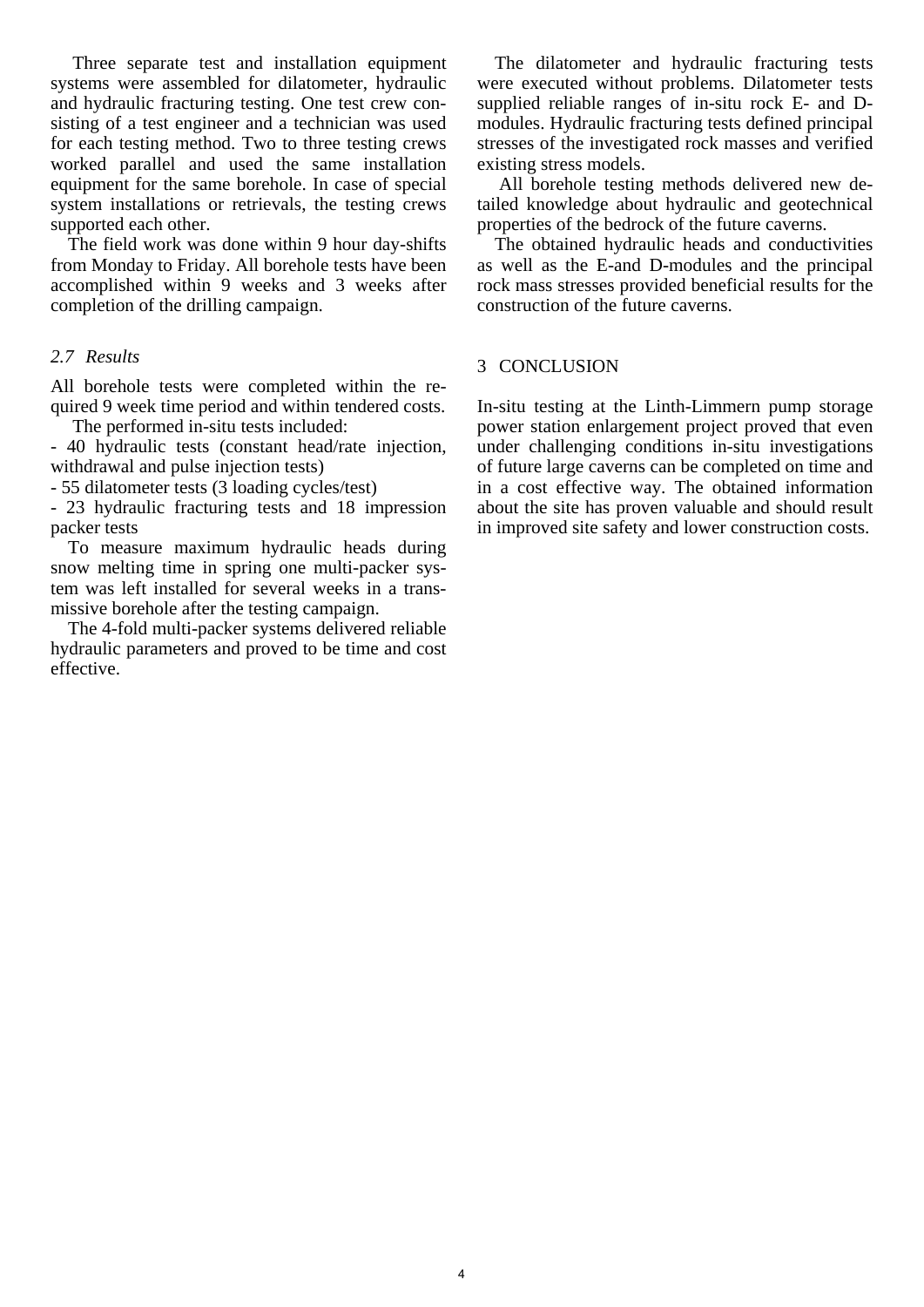Three separate test and installation equipment systems were assembled for dilatometer, hydraulic and hydraulic fracturing testing. One test crew consisting of a test engineer and a technician was used for each testing method. Two to three testing crews worked parallel and used the same installation equipment for the same borehole. In case of special system installations or retrievals, the testing crews supported each other.

The field work was done within 9 hour day-shifts from Monday to Friday. All borehole tests have been accomplished within 9 weeks and 3 weeks after completion of the drilling campaign.

### *2.7 Results*

All borehole tests were completed within the required 9 week time period and within tendered costs.

The performed in-situ tests included:

- 40 hydraulic tests (constant head/rate injection, withdrawal and pulse injection tests)
- 55 dilatometer tests (3 loading cycles/test)
- 23 hydraulic fracturing tests and 18 impression packer tests

To measure maximum hydraulic heads during snow melting time in spring one multi-packer system was left installed for several weeks in a transmissive borehole after the testing campaign.

The 4-fold multi-packer systems delivered reliable hydraulic parameters and proved to be time and cost effective.

The dilatometer and hydraulic fracturing tests were executed without problems. Dilatometer tests supplied reliable ranges of in-situ rock E- and D-modules. Hydraulic fracturing tests defined principal stresses of the investigated rock masses and verified existing stress models.

All borehole testing methods delivered new detailed knowledge about hydraulic and geotechnical properties of the bedrock of the future caverns.

The obtained hydraulic heads and conductivities as well as the E-and D-modules and the principal rock mass stresses provided beneficial results for the construction of the future caverns.

## 3 CONCLUSION

In-situ testing at the Linth-Limmern pump storage power station enlargement project proved that even under challenging conditions in-situ investigations of future large caverns can be completed on time and in a cost effective way. The obtained information about the site has proven valuable and should result in improved site safety and lower construction costs.